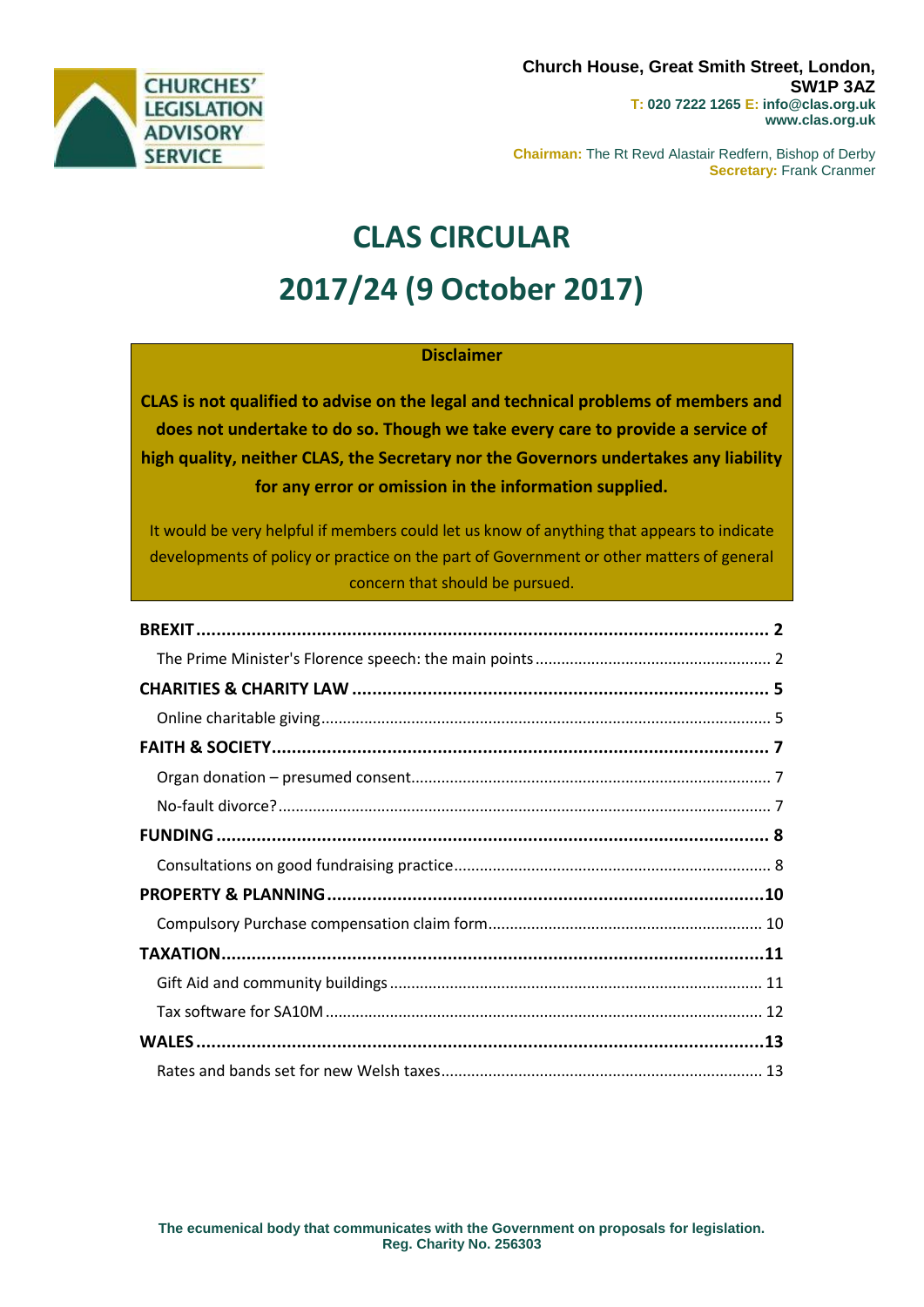CHURCHES' LEGISLATION ADVISORY SERVICE

**Church House, Great Smith Street, London, SW1P 3AZ**
**T: 020 7222 1265 E: info@clas.org.uk**
**www.clas.org.uk**

**Chairman:** The Rt Revd Alastair Redfern, Bishop of Derby
**Secretary:** Frank Cranmer

# CLAS CIRCULAR

# 2017/24 (9 October 2017)

**Disclaimer**

**CLAS is not qualified to advise on the legal and technical problems of members and does not undertake to do so. Though we take every care to provide a service of high quality, neither CLAS, the Secretary nor the Governors undertakes any liability for any error or omission in the information supplied.**

It would be very helpful if members could let us know of anything that appears to indicate developments of policy or practice on the part of Government or other matters of general concern that should be pursued.

**BREXIT** .......... **2**
- The Prime Minister's Florence speech: the main points .......... 2

**CHARITIES & CHARITY LAW** .......... **5**
- Online charitable giving .......... 5

**FAITH & SOCIETY** .......... **7**
- Organ donation – presumed consent .......... 7
- No-fault divorce? .......... 7

**FUNDING** .......... **8**
- Consultations on good fundraising practice .......... 8

**PROPERTY & PLANNING** .......... **10**
- Compulsory Purchase compensation claim form .......... 10

**TAXATION** .......... **11**
- Gift Aid and community buildings .......... 11
- Tax software for SA10M .......... 12

**WALES** .......... **13**
- Rates and bands set for new Welsh taxes .......... 13

**The ecumenical body that communicates with the Government on proposals for legislation.**
**Reg. Charity No. 256303**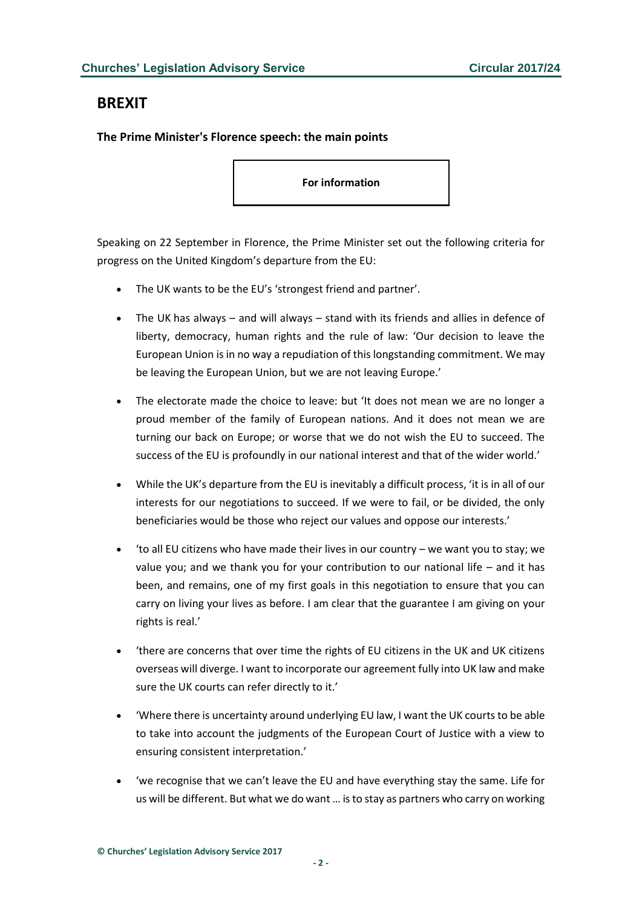# BREXIT

**The Prime Minister's Florence speech: the main points**

**For information**

Speaking on 22 September in Florence, the Prime Minister set out the following criteria for progress on the United Kingdom's departure from the EU:

- The UK wants to be the EU's 'strongest friend and partner'.
- The UK has always – and will always – stand with its friends and allies in defence of liberty, democracy, human rights and the rule of law: 'Our decision to leave the European Union is in no way a repudiation of this longstanding commitment. We may be leaving the European Union, but we are not leaving Europe.'
- The electorate made the choice to leave: but 'It does not mean we are no longer a proud member of the family of European nations. And it does not mean we are turning our back on Europe; or worse that we do not wish the EU to succeed. The success of the EU is profoundly in our national interest and that of the wider world.'
- While the UK's departure from the EU is inevitably a difficult process, 'it is in all of our interests for our negotiations to succeed. If we were to fail, or be divided, the only beneficiaries would be those who reject our values and oppose our interests.'
- 'to all EU citizens who have made their lives in our country – we want you to stay; we value you; and we thank you for your contribution to our national life – and it has been, and remains, one of my first goals in this negotiation to ensure that you can carry on living your lives as before. I am clear that the guarantee I am giving on your rights is real.'
- 'there are concerns that over time the rights of EU citizens in the UK and UK citizens overseas will diverge. I want to incorporate our agreement fully into UK law and make sure the UK courts can refer directly to it.'
- 'Where there is uncertainty around underlying EU law, I want the UK courts to be able to take into account the judgments of the European Court of Justice with a view to ensuring consistent interpretation.'
- 'we recognise that we can't leave the EU and have everything stay the same. Life for us will be different. But what we do want … is to stay as partners who carry on working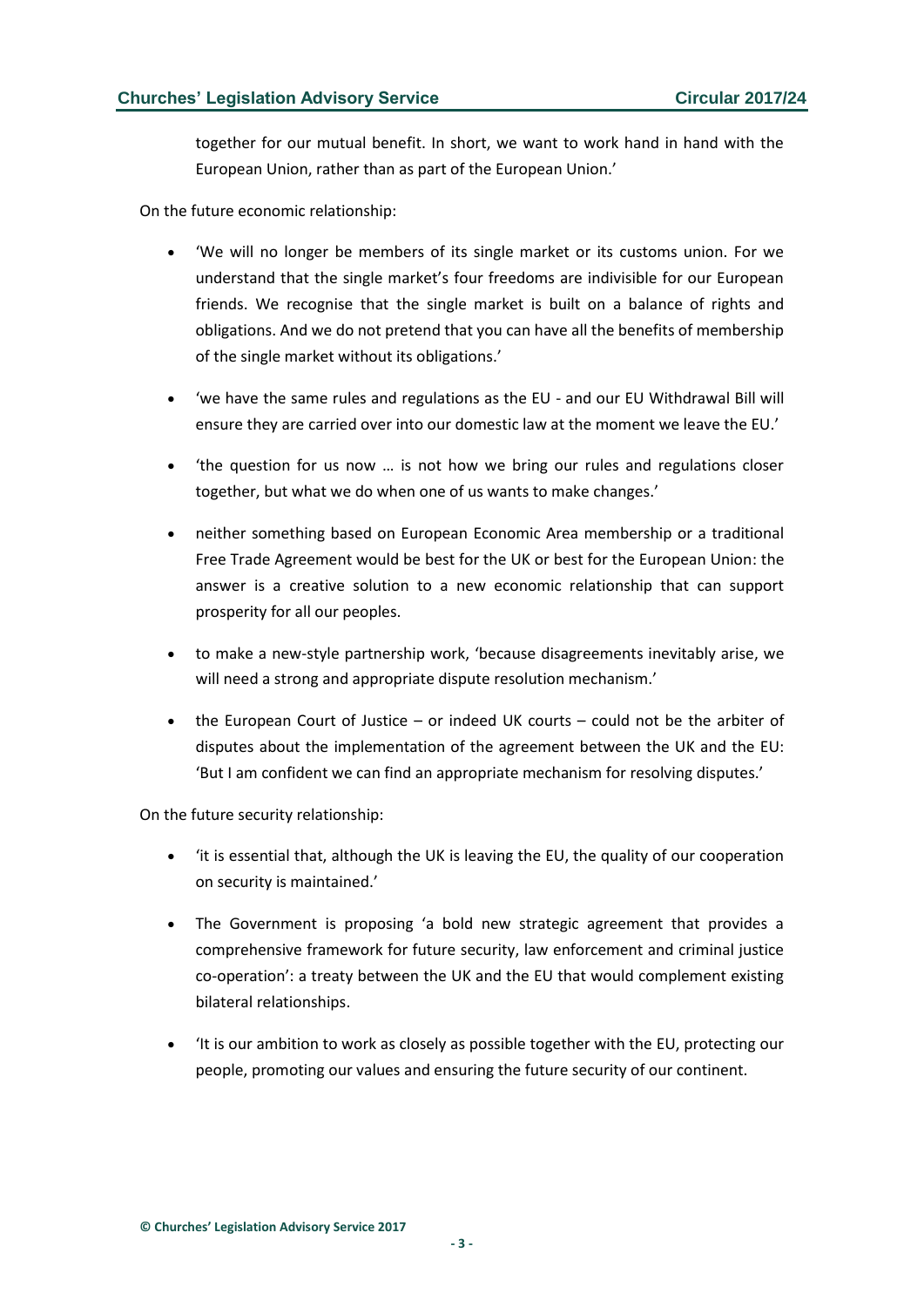together for our mutual benefit. In short, we want to work hand in hand with the European Union, rather than as part of the European Union.'

On the future economic relationship:

- 'We will no longer be members of its single market or its customs union. For we understand that the single market's four freedoms are indivisible for our European friends. We recognise that the single market is built on a balance of rights and obligations. And we do not pretend that you can have all the benefits of membership of the single market without its obligations.'
- 'we have the same rules and regulations as the EU - and our EU Withdrawal Bill will ensure they are carried over into our domestic law at the moment we leave the EU.'
- 'the question for us now … is not how we bring our rules and regulations closer together, but what we do when one of us wants to make changes.'
- neither something based on European Economic Area membership or a traditional Free Trade Agreement would be best for the UK or best for the European Union: the answer is a creative solution to a new economic relationship that can support prosperity for all our peoples.
- to make a new-style partnership work, 'because disagreements inevitably arise, we will need a strong and appropriate dispute resolution mechanism.'
- the European Court of Justice – or indeed UK courts – could not be the arbiter of disputes about the implementation of the agreement between the UK and the EU: 'But I am confident we can find an appropriate mechanism for resolving disputes.'

On the future security relationship:

- 'it is essential that, although the UK is leaving the EU, the quality of our cooperation on security is maintained.'
- The Government is proposing 'a bold new strategic agreement that provides a comprehensive framework for future security, law enforcement and criminal justice co-operation': a treaty between the UK and the EU that would complement existing bilateral relationships.
- 'It is our ambition to work as closely as possible together with the EU, protecting our people, promoting our values and ensuring the future security of our continent.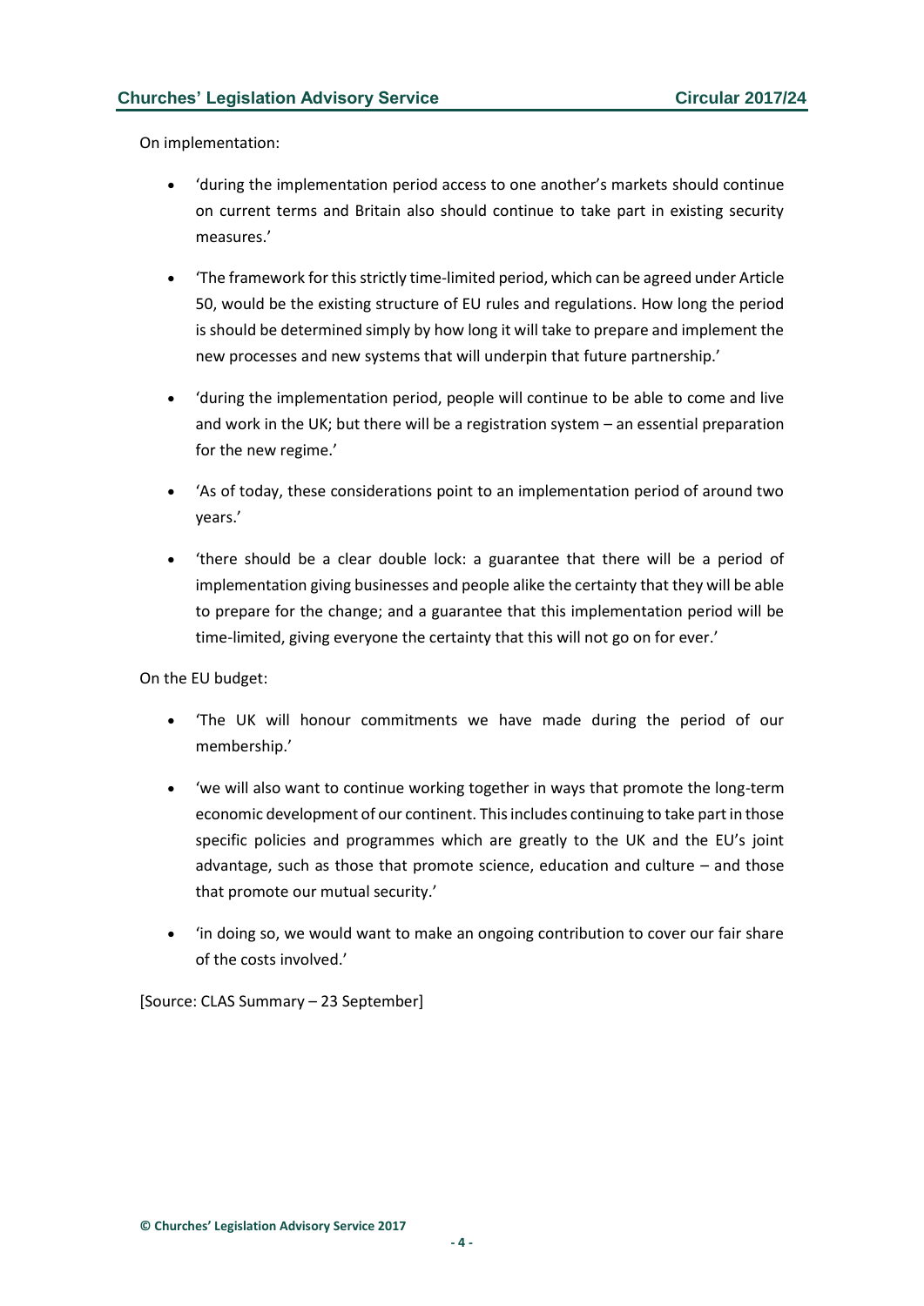On implementation:

- 'during the implementation period access to one another's markets should continue on current terms and Britain also should continue to take part in existing security measures.'
- 'The framework for this strictly time-limited period, which can be agreed under Article 50, would be the existing structure of EU rules and regulations. How long the period is should be determined simply by how long it will take to prepare and implement the new processes and new systems that will underpin that future partnership.'
- 'during the implementation period, people will continue to be able to come and live and work in the UK; but there will be a registration system – an essential preparation for the new regime.'
- 'As of today, these considerations point to an implementation period of around two years.'
- 'there should be a clear double lock: a guarantee that there will be a period of implementation giving businesses and people alike the certainty that they will be able to prepare for the change; and a guarantee that this implementation period will be time-limited, giving everyone the certainty that this will not go on for ever.'

On the EU budget:

- 'The UK will honour commitments we have made during the period of our membership.'
- 'we will also want to continue working together in ways that promote the long-term economic development of our continent. This includes continuing to take part in those specific policies and programmes which are greatly to the UK and the EU's joint advantage, such as those that promote science, education and culture – and those that promote our mutual security.'
- 'in doing so, we would want to make an ongoing contribution to cover our fair share of the costs involved.'

[Source: CLAS Summary – 23 September]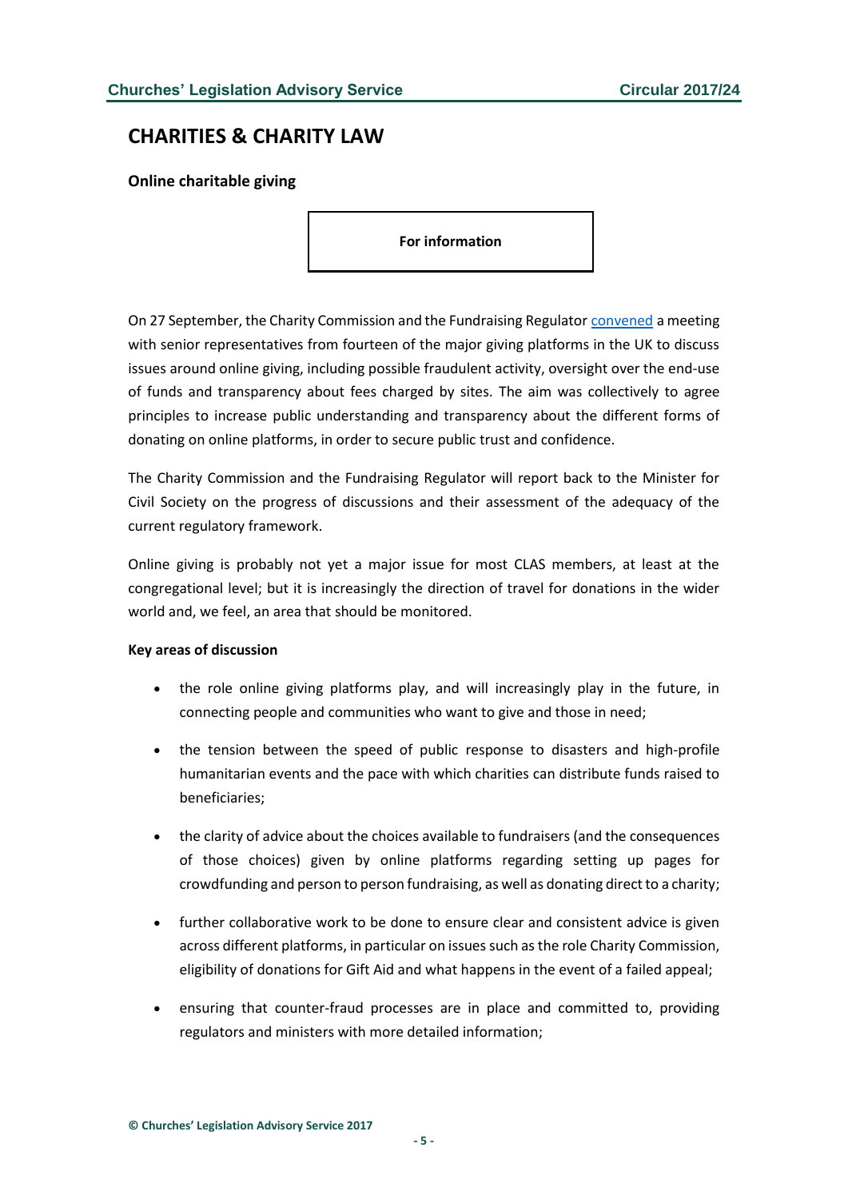## CHARITIES & CHARITY LAW

### Online charitable giving

**For information**

On 27 September, the Charity Commission and the Fundraising Regulator convened a meeting with senior representatives from fourteen of the major giving platforms in the UK to discuss issues around online giving, including possible fraudulent activity, oversight over the end-use of funds and transparency about fees charged by sites. The aim was collectively to agree principles to increase public understanding and transparency about the different forms of donating on online platforms, in order to secure public trust and confidence.

The Charity Commission and the Fundraising Regulator will report back to the Minister for Civil Society on the progress of discussions and their assessment of the adequacy of the current regulatory framework.

Online giving is probably not yet a major issue for most CLAS members, at least at the congregational level; but it is increasingly the direction of travel for donations in the wider world and, we feel, an area that should be monitored.

**Key areas of discussion**

- the role online giving platforms play, and will increasingly play in the future, in connecting people and communities who want to give and those in need;
- the tension between the speed of public response to disasters and high-profile humanitarian events and the pace with which charities can distribute funds raised to beneficiaries;
- the clarity of advice about the choices available to fundraisers (and the consequences of those choices) given by online platforms regarding setting up pages for crowdfunding and person to person fundraising, as well as donating direct to a charity;
- further collaborative work to be done to ensure clear and consistent advice is given across different platforms, in particular on issues such as the role Charity Commission, eligibility of donations for Gift Aid and what happens in the event of a failed appeal;
- ensuring that counter-fraud processes are in place and committed to, providing regulators and ministers with more detailed information;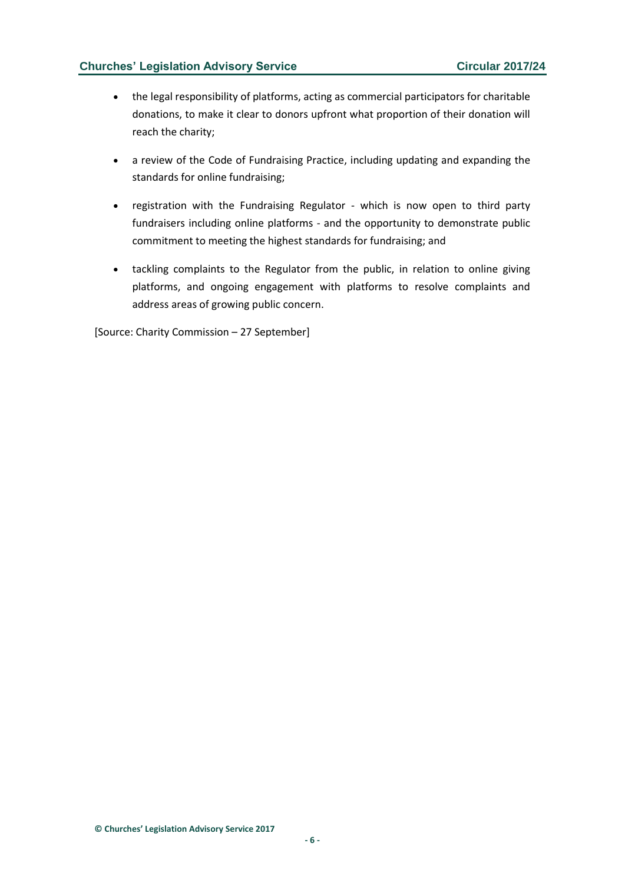- the legal responsibility of platforms, acting as commercial participators for charitable donations, to make it clear to donors upfront what proportion of their donation will reach the charity;

- a review of the Code of Fundraising Practice, including updating and expanding the standards for online fundraising;

- registration with the Fundraising Regulator - which is now open to third party fundraisers including online platforms - and the opportunity to demonstrate public commitment to meeting the highest standards for fundraising; and

- tackling complaints to the Regulator from the public, in relation to online giving platforms, and ongoing engagement with platforms to resolve complaints and address areas of growing public concern.

[Source: Charity Commission – 27 September]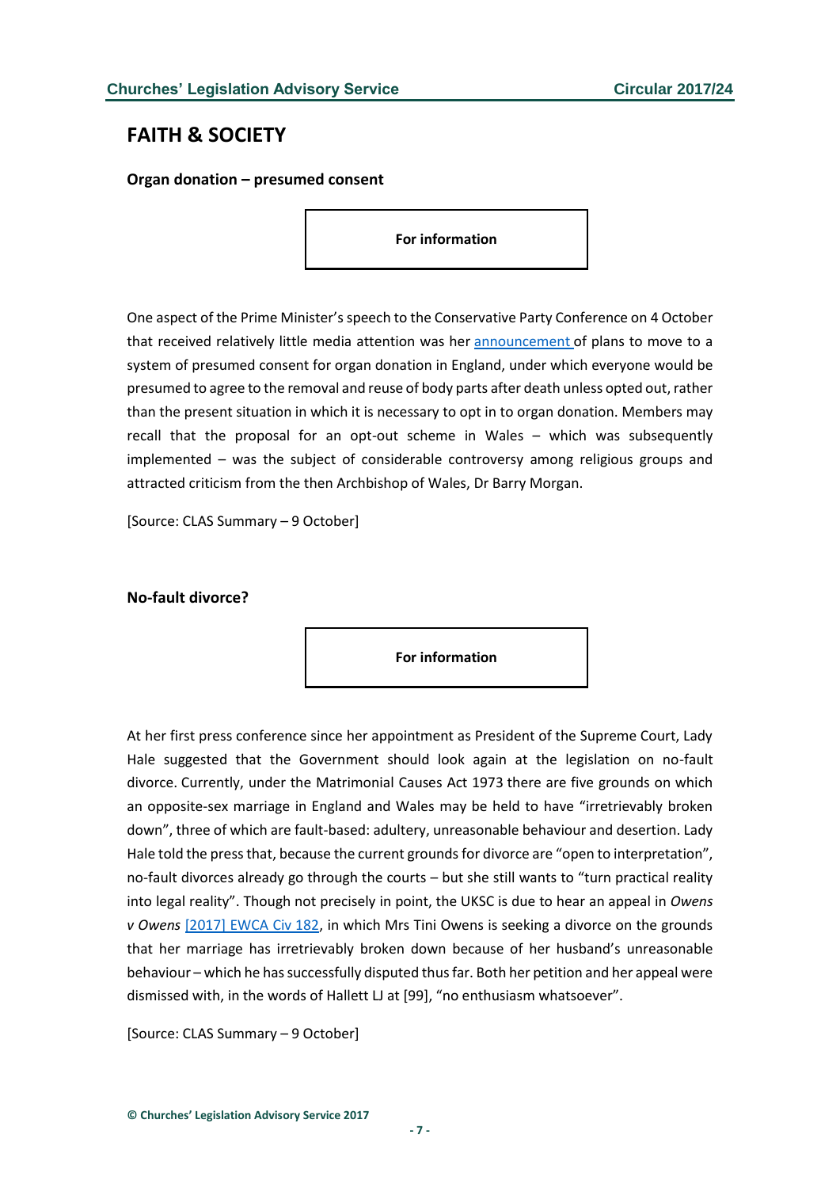## FAITH & SOCIETY

### Organ donation – presumed consent

**For information**

One aspect of the Prime Minister's speech to the Conservative Party Conference on 4 October that received relatively little media attention was her announcement of plans to move to a system of presumed consent for organ donation in England, under which everyone would be presumed to agree to the removal and reuse of body parts after death unless opted out, rather than the present situation in which it is necessary to opt in to organ donation. Members may recall that the proposal for an opt-out scheme in Wales – which was subsequently implemented – was the subject of considerable controversy among religious groups and attracted criticism from the then Archbishop of Wales, Dr Barry Morgan.

[Source: CLAS Summary – 9 October]

### No-fault divorce?

**For information**

At her first press conference since her appointment as President of the Supreme Court, Lady Hale suggested that the Government should look again at the legislation on no-fault divorce. Currently, under the Matrimonial Causes Act 1973 there are five grounds on which an opposite-sex marriage in England and Wales may be held to have "irretrievably broken down", three of which are fault-based: adultery, unreasonable behaviour and desertion. Lady Hale told the press that, because the current grounds for divorce are "open to interpretation", no-fault divorces already go through the courts – but she still wants to "turn practical reality into legal reality". Though not precisely in point, the UKSC is due to hear an appeal in *Owens v Owens* [2017] EWCA Civ 182, in which Mrs Tini Owens is seeking a divorce on the grounds that her marriage has irretrievably broken down because of her husband's unreasonable behaviour – which he has successfully disputed thus far. Both her petition and her appeal were dismissed with, in the words of Hallett LJ at [99], "no enthusiasm whatsoever".

[Source: CLAS Summary – 9 October]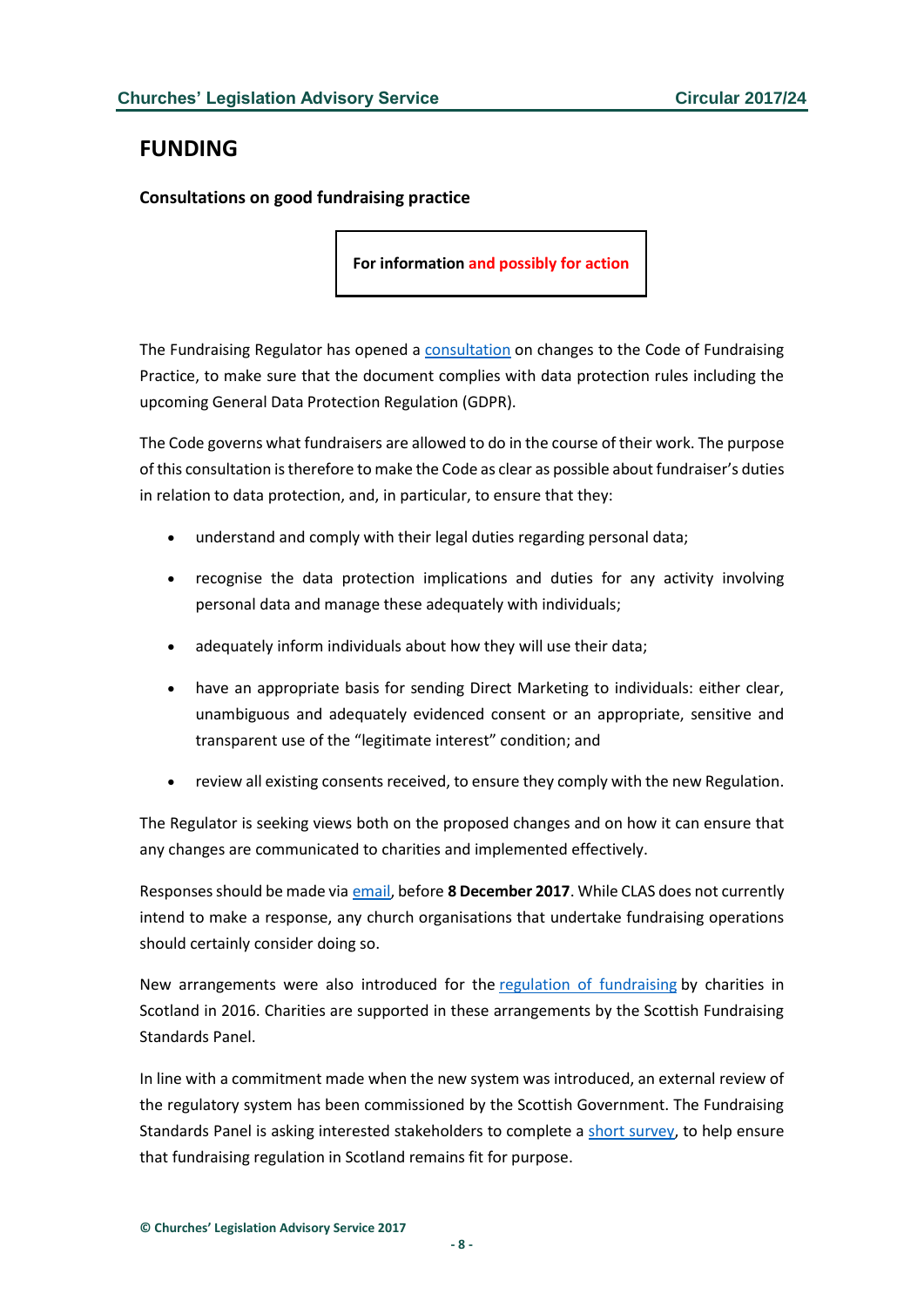# FUNDING

### Consultations on good fundraising practice

**For information and possibly for action**

The Fundraising Regulator has opened a consultation on changes to the Code of Fundraising Practice, to make sure that the document complies with data protection rules including the upcoming General Data Protection Regulation (GDPR).

The Code governs what fundraisers are allowed to do in the course of their work. The purpose of this consultation is therefore to make the Code as clear as possible about fundraiser's duties in relation to data protection, and, in particular, to ensure that they:

- understand and comply with their legal duties regarding personal data;
- recognise the data protection implications and duties for any activity involving personal data and manage these adequately with individuals;
- adequately inform individuals about how they will use their data;
- have an appropriate basis for sending Direct Marketing to individuals: either clear, unambiguous and adequately evidenced consent or an appropriate, sensitive and transparent use of the "legitimate interest" condition; and
- review all existing consents received, to ensure they comply with the new Regulation.

The Regulator is seeking views both on the proposed changes and on how it can ensure that any changes are communicated to charities and implemented effectively.

Responses should be made via email, before **8 December 2017**. While CLAS does not currently intend to make a response, any church organisations that undertake fundraising operations should certainly consider doing so.

New arrangements were also introduced for the regulation of fundraising by charities in Scotland in 2016. Charities are supported in these arrangements by the Scottish Fundraising Standards Panel.

In line with a commitment made when the new system was introduced, an external review of the regulatory system has been commissioned by the Scottish Government. The Fundraising Standards Panel is asking interested stakeholders to complete a short survey, to help ensure that fundraising regulation in Scotland remains fit for purpose.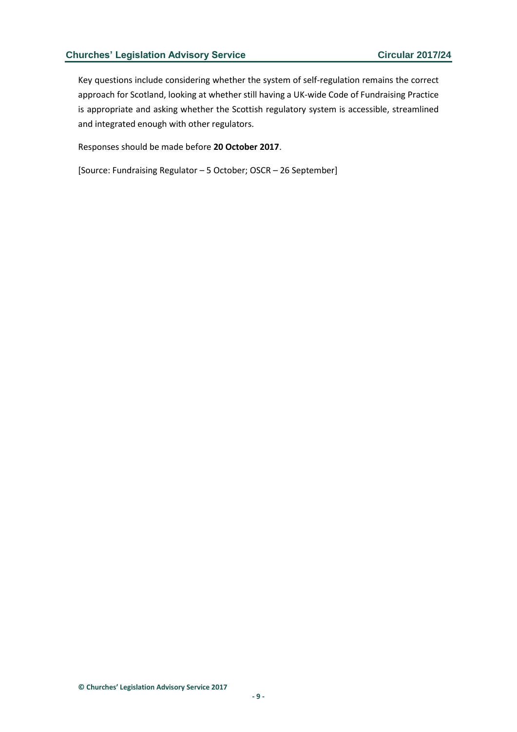Key questions include considering whether the system of self-regulation remains the correct approach for Scotland, looking at whether still having a UK-wide Code of Fundraising Practice is appropriate and asking whether the Scottish regulatory system is accessible, streamlined and integrated enough with other regulators.

Responses should be made before **20 October 2017**.

[Source: Fundraising Regulator – 5 October; OSCR – 26 September]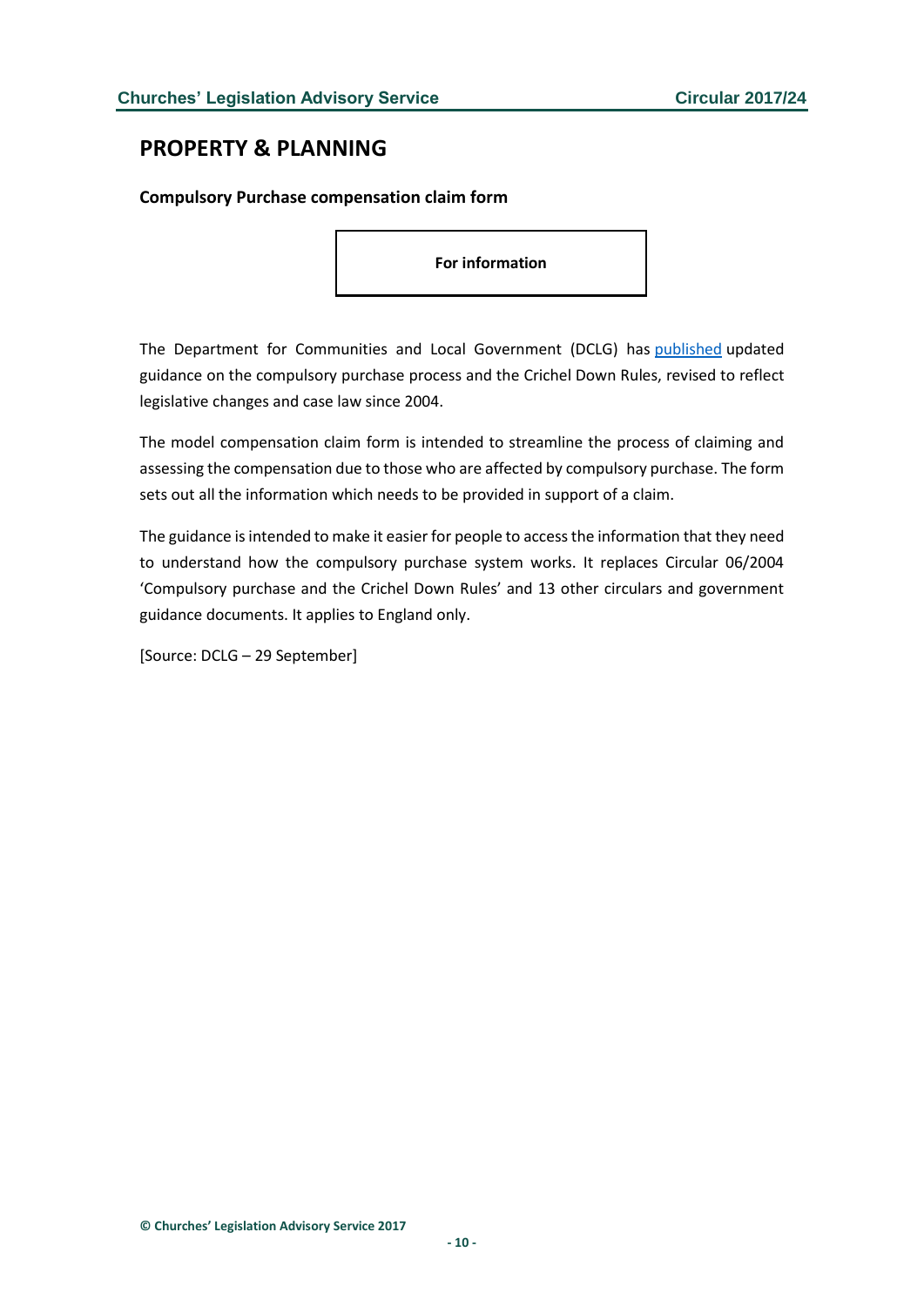## PROPERTY & PLANNING

### Compulsory Purchase compensation claim form

**For information**

The Department for Communities and Local Government (DCLG) has published updated guidance on the compulsory purchase process and the Crichel Down Rules, revised to reflect legislative changes and case law since 2004.

The model compensation claim form is intended to streamline the process of claiming and assessing the compensation due to those who are affected by compulsory purchase. The form sets out all the information which needs to be provided in support of a claim.

The guidance is intended to make it easier for people to access the information that they need to understand how the compulsory purchase system works. It replaces Circular 06/2004 'Compulsory purchase and the Crichel Down Rules' and 13 other circulars and government guidance documents. It applies to England only.

[Source: DCLG – 29 September]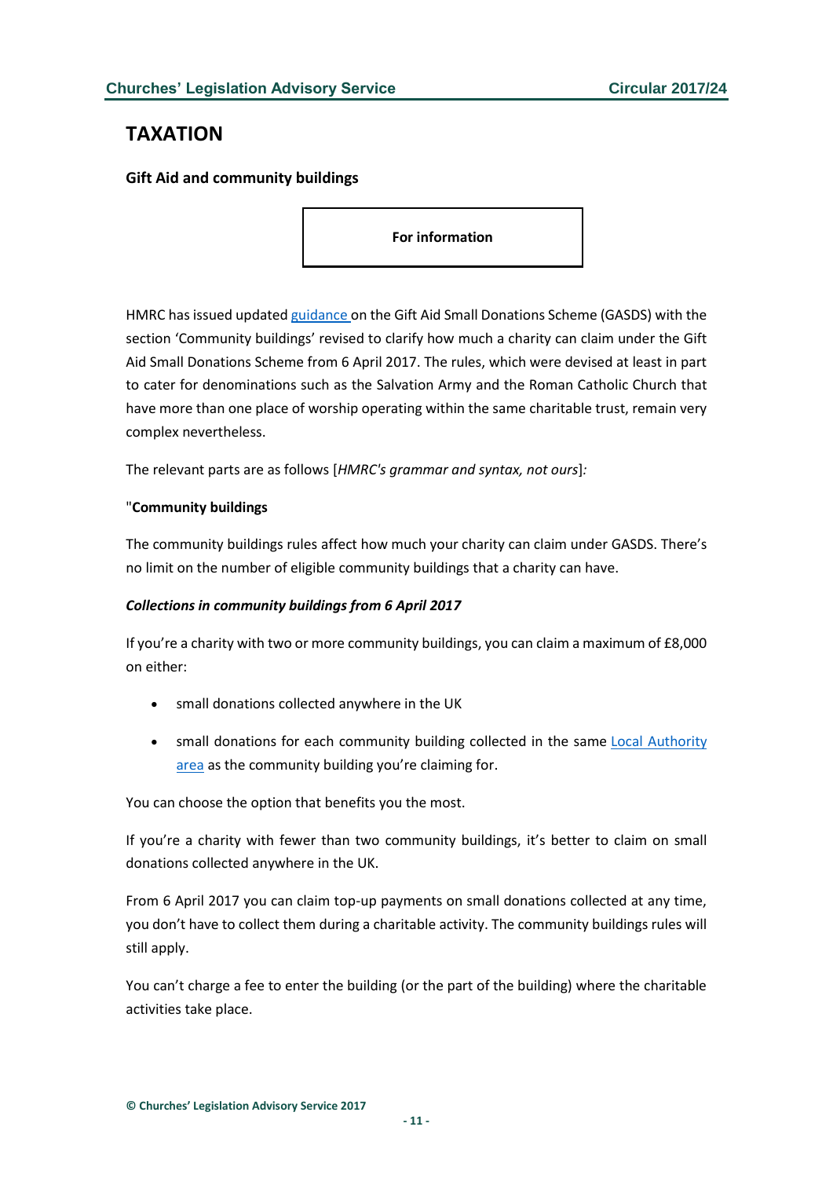# TAXATION

## Gift Aid and community buildings

**For information**

HMRC has issued updated guidance on the Gift Aid Small Donations Scheme (GASDS) with the section 'Community buildings' revised to clarify how much a charity can claim under the Gift Aid Small Donations Scheme from 6 April 2017. The rules, which were devised at least in part to cater for denominations such as the Salvation Army and the Roman Catholic Church that have more than one place of worship operating within the same charitable trust, remain very complex nevertheless.

The relevant parts are as follows [*HMRC's grammar and syntax, not ours*]*:*

"**Community buildings**

The community buildings rules affect how much your charity can claim under GASDS. There's no limit on the number of eligible community buildings that a charity can have.

***Collections in community buildings from 6 April 2017***

If you're a charity with two or more community buildings, you can claim a maximum of £8,000 on either:

- small donations collected anywhere in the UK
- small donations for each community building collected in the same Local Authority area as the community building you're claiming for.

You can choose the option that benefits you the most.

If you're a charity with fewer than two community buildings, it's better to claim on small donations collected anywhere in the UK.

From 6 April 2017 you can claim top-up payments on small donations collected at any time, you don't have to collect them during a charitable activity. The community buildings rules will still apply.

You can't charge a fee to enter the building (or the part of the building) where the charitable activities take place.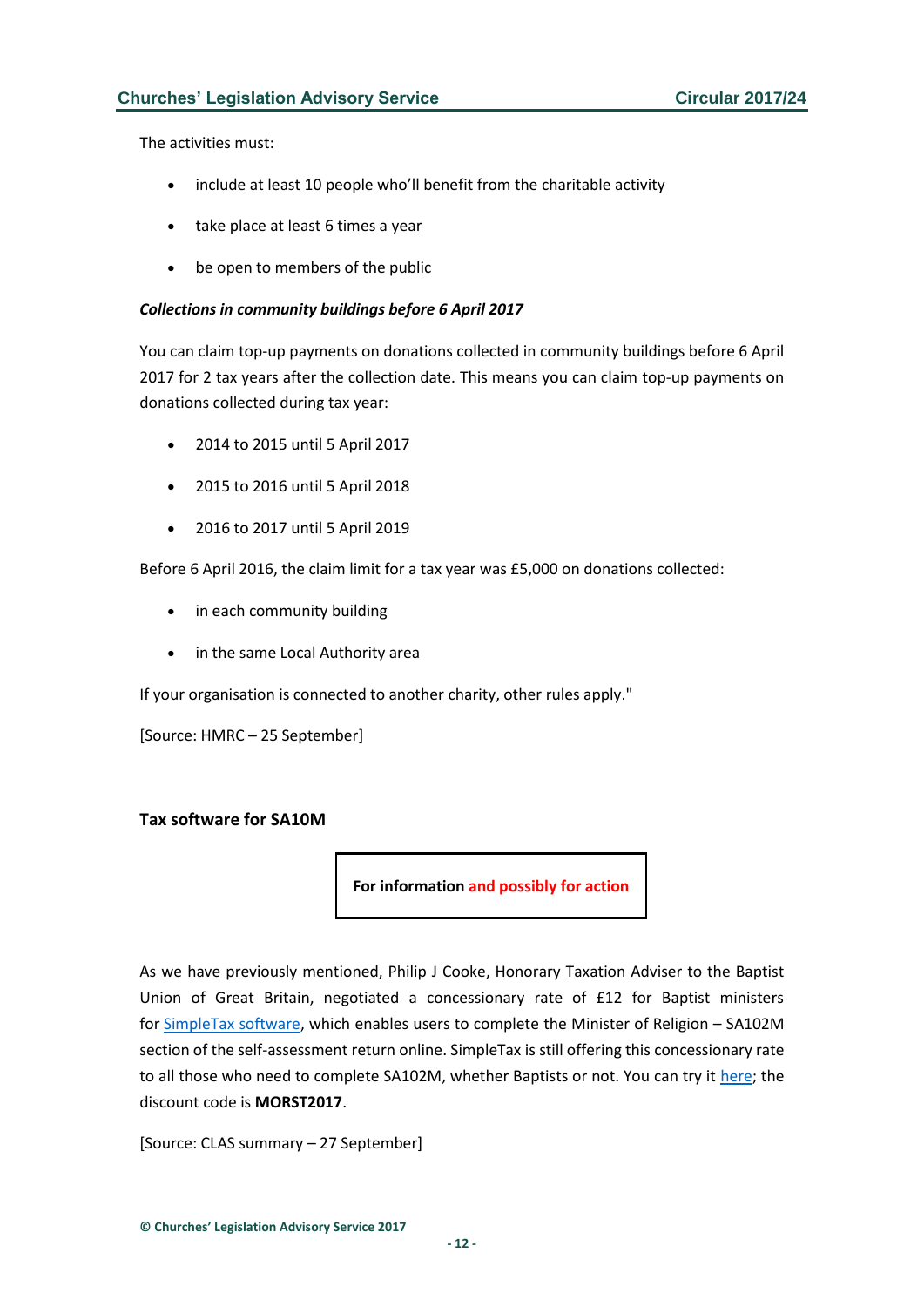The activities must:

- include at least 10 people who'll benefit from the charitable activity
- take place at least 6 times a year
- be open to members of the public

***Collections in community buildings before 6 April 2017***

You can claim top-up payments on donations collected in community buildings before 6 April 2017 for 2 tax years after the collection date. This means you can claim top-up payments on donations collected during tax year:

- 2014 to 2015 until 5 April 2017
- 2015 to 2016 until 5 April 2018
- 2016 to 2017 until 5 April 2019

Before 6 April 2016, the claim limit for a tax year was £5,000 on donations collected:

- in each community building
- in the same Local Authority area

If your organisation is connected to another charity, other rules apply."

[Source: HMRC – 25 September]

### Tax software for SA10M

**For information and possibly for action**

As we have previously mentioned, Philip J Cooke, Honorary Taxation Adviser to the Baptist Union of Great Britain, negotiated a concessionary rate of £12 for Baptist ministers for SimpleTax software, which enables users to complete the Minister of Religion – SA102M section of the self-assessment return online. SimpleTax is still offering this concessionary rate to all those who need to complete SA102M, whether Baptists or not. You can try it here; the discount code is **MORST2017**.

[Source: CLAS summary – 27 September]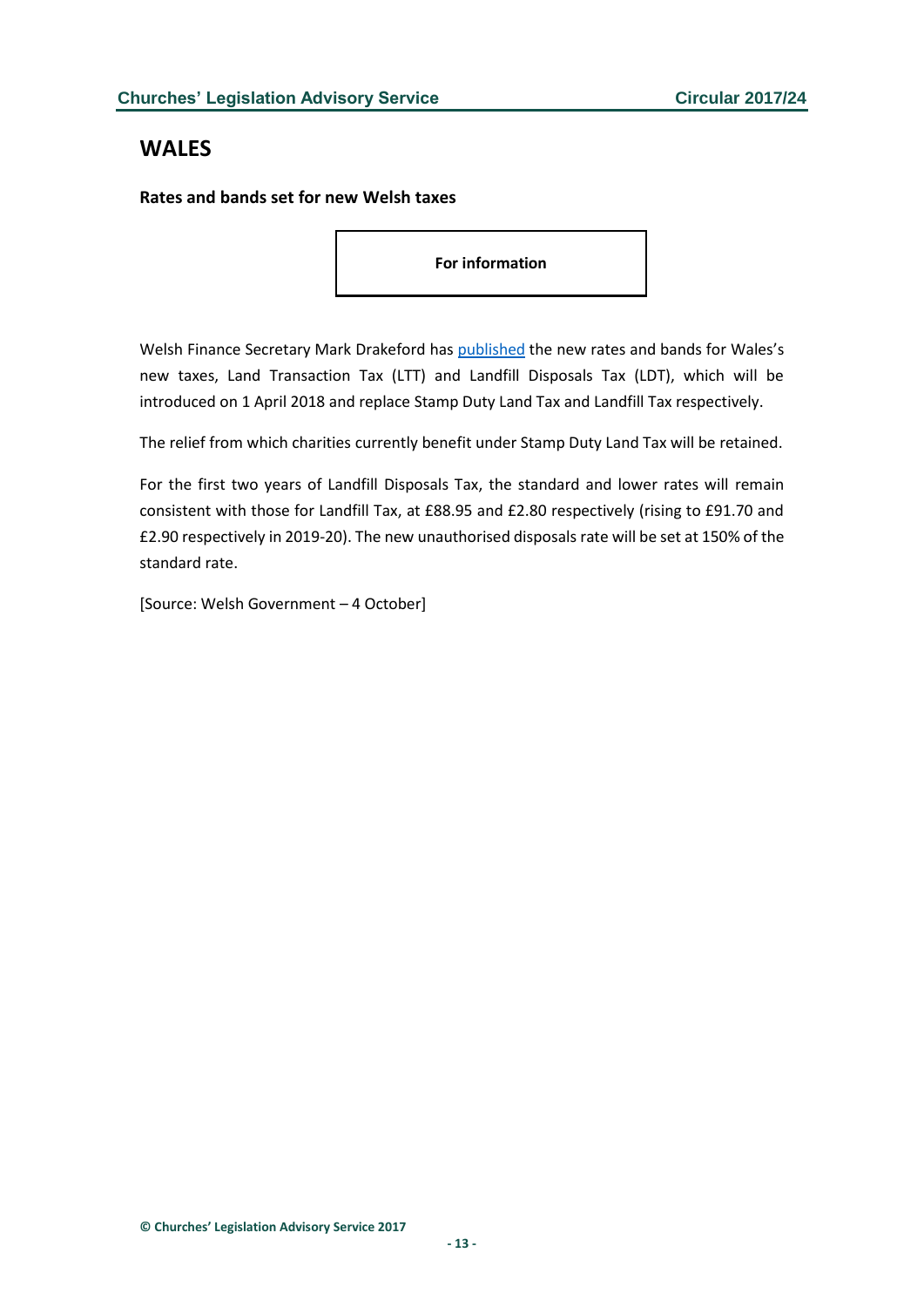## WALES

**Rates and bands set for new Welsh taxes**

**For information**

Welsh Finance Secretary Mark Drakeford has published the new rates and bands for Wales's new taxes, Land Transaction Tax (LTT) and Landfill Disposals Tax (LDT), which will be introduced on 1 April 2018 and replace Stamp Duty Land Tax and Landfill Tax respectively.

The relief from which charities currently benefit under Stamp Duty Land Tax will be retained.

For the first two years of Landfill Disposals Tax, the standard and lower rates will remain consistent with those for Landfill Tax, at £88.95 and £2.80 respectively (rising to £91.70 and £2.90 respectively in 2019-20). The new unauthorised disposals rate will be set at 150% of the standard rate.

[Source: Welsh Government – 4 October]